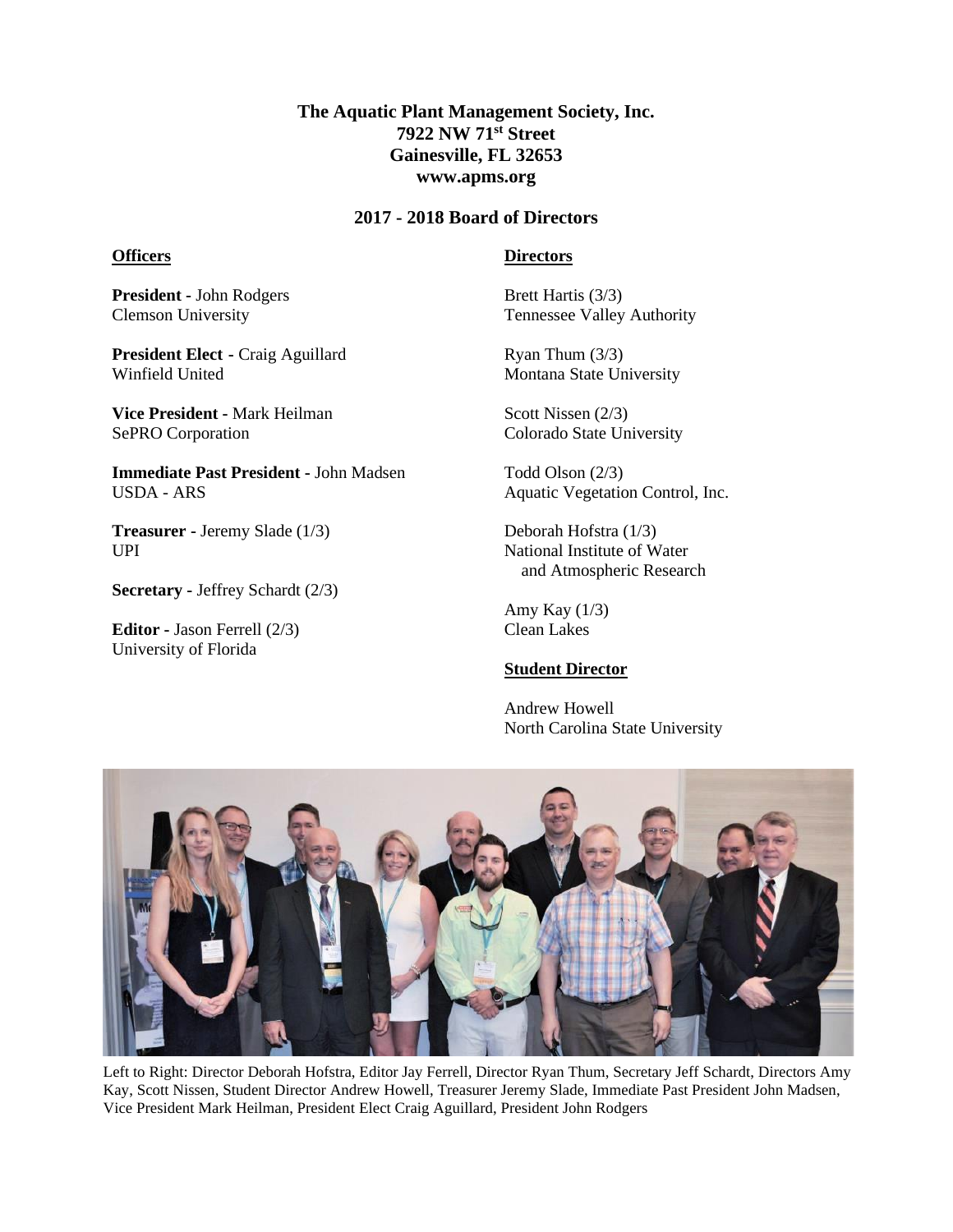**The Aquatic Plant Management Society, Inc.**
**7922 NW 71st Street**
**Gainesville, FL 32653**
**www.apms.org**

## 2017 - 2018 Board of Directors

### Officers

**President -** John Rodgers
Clemson University

**President Elect -** Craig Aguillard
Winfield United

**Vice President -** Mark Heilman
SePRO Corporation

**Immediate Past President -** John Madsen
USDA - ARS

**Treasurer -** Jeremy Slade (1/3)
UPI

**Secretary -** Jeffrey Schardt (2/3)

**Editor -** Jason Ferrell (2/3)
University of Florida

### Directors

Brett Hartis (3/3)
Tennessee Valley Authority

Ryan Thum (3/3)
Montana State University

Scott Nissen (2/3)
Colorado State University

Todd Olson (2/3)
Aquatic Vegetation Control, Inc.

Deborah Hofstra (1/3)
National Institute of Water and Atmospheric Research

Amy Kay (1/3)
Clean Lakes

### Student Director

Andrew Howell
North Carolina State University

Left to Right: Director Deborah Hofstra, Editor Jay Ferrell, Director Ryan Thum, Secretary Jeff Schardt, Directors Amy Kay, Scott Nissen, Student Director Andrew Howell, Treasurer Jeremy Slade, Immediate Past President John Madsen, Vice President Mark Heilman, President Elect Craig Aguillard, President John Rodgers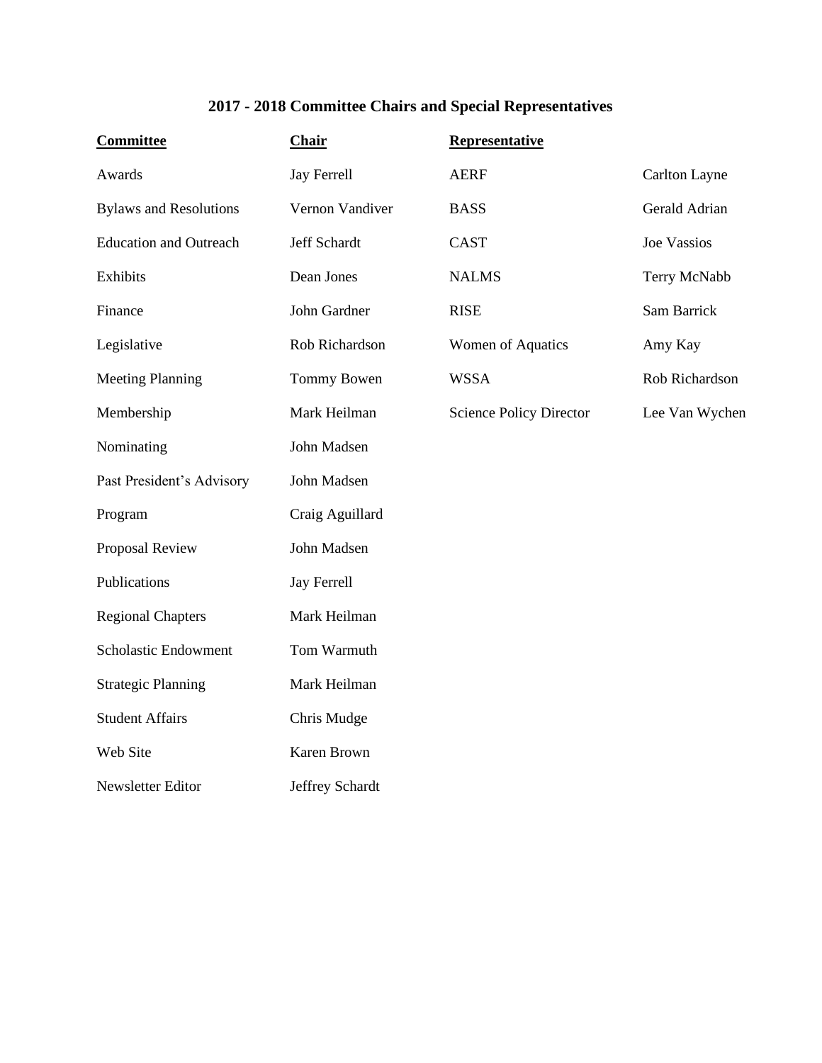## 2017 - 2018 Committee Chairs and Special Representatives

| Committee | Chair | Representative | |
|---|---|---|---|
| Awards | Jay Ferrell | AERF | Carlton Layne |
| Bylaws and Resolutions | Vernon Vandiver | BASS | Gerald Adrian |
| Education and Outreach | Jeff Schardt | CAST | Joe Vassios |
| Exhibits | Dean Jones | NALMS | Terry McNabb |
| Finance | John Gardner | RISE | Sam Barrick |
| Legislative | Rob Richardson | Women of Aquatics | Amy Kay |
| Meeting Planning | Tommy Bowen | WSSA | Rob Richardson |
| Membership | Mark Heilman | Science Policy Director | Lee Van Wychen |
| Nominating | John Madsen | | |
| Past President's Advisory | John Madsen | | |
| Program | Craig Aguillard | | |
| Proposal Review | John Madsen | | |
| Publications | Jay Ferrell | | |
| Regional Chapters | Mark Heilman | | |
| Scholastic Endowment | Tom Warmuth | | |
| Strategic Planning | Mark Heilman | | |
| Student Affairs | Chris Mudge | | |
| Web Site | Karen Brown | | |
| Newsletter Editor | Jeffrey Schardt | | |